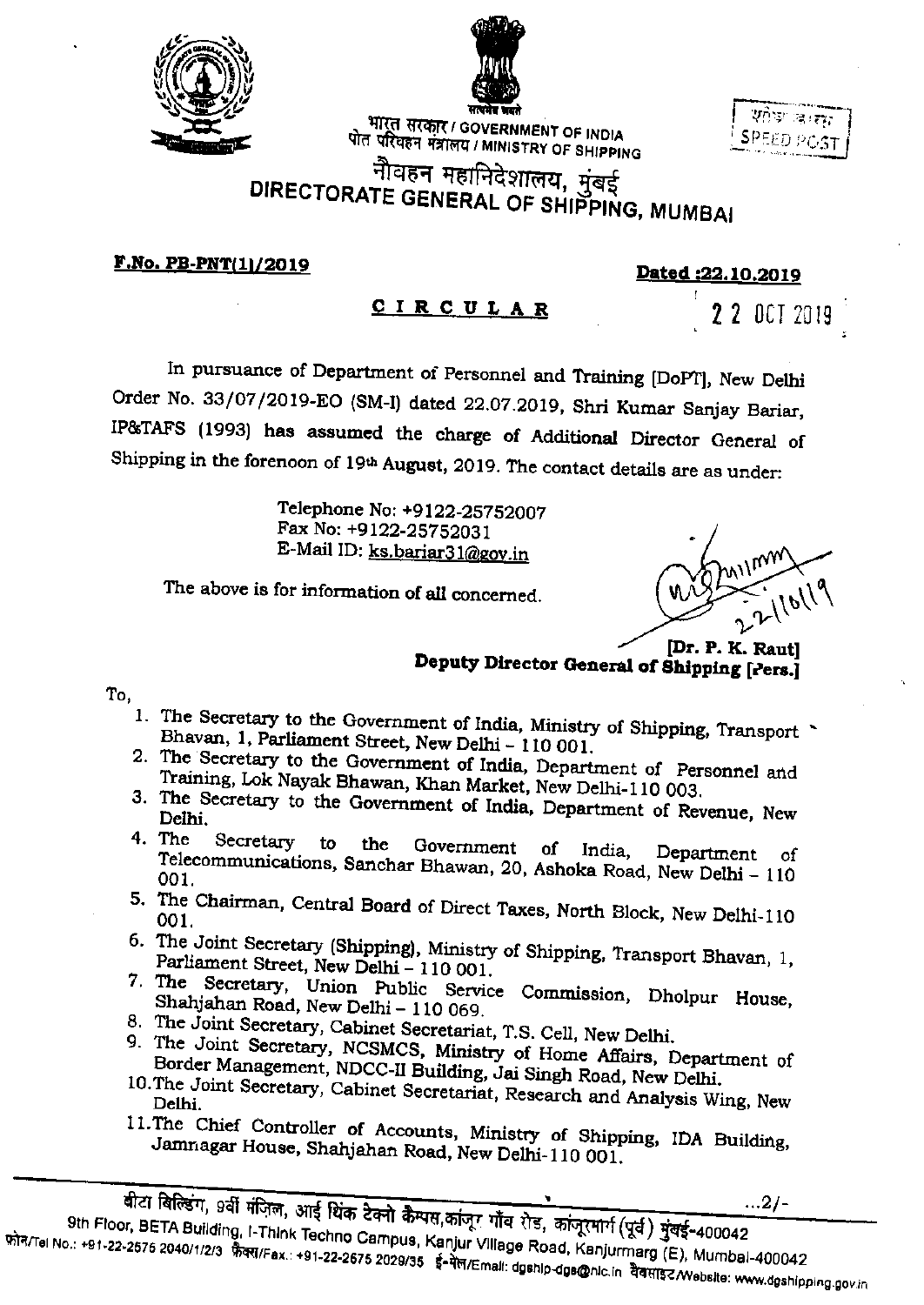भारत सरकार / GOVERNMENT OF INDIA
पोत परिवहन मंत्रालय / MINISTRY OF SHIPPING

SPEED POST

# नौवहन महानिदेशालय, मुंबई
# DIRECTORATE GENERAL OF SHIPPING, MUMBAI

**F.No. PB-PNT(1)/2019** **Dated :22.10.2019**

## CIRCULAR

22 OCT 2019

In pursuance of Department of Personnel and Training [DoPT], New Delhi Order No. 33/07/2019-EO (SM-I) dated 22.07.2019, Shri Kumar Sanjay Bariar, IP&TAFS (1993) has assumed the charge of Additional Director General of Shipping in the forenoon of 19th August, 2019. The contact details are as under:

Telephone No: +9122-25752007
Fax No: +9122-25752031
E-Mail ID: ks.bariar31@gov.in

The above is for information of all concerned.

22/10/19

**[Dr. P. K. Raut]**
**Deputy Director General of Shipping [Pers.]**

To,

1. The Secretary to the Government of India, Ministry of Shipping, Transport Bhavan, 1, Parliament Street, New Delhi – 110 001.
2. The Secretary to the Government of India, Department of Personnel and Training, Lok Nayak Bhawan, Khan Market, New Delhi-110 003.
3. The Secretary to the Government of India, Department of Revenue, New Delhi.
4. The Secretary to the Government of India, Department of Telecommunications, Sanchar Bhawan, 20, Ashoka Road, New Delhi – 110 001.
5. The Chairman, Central Board of Direct Taxes, North Block, New Delhi-110 001.
6. The Joint Secretary (Shipping), Ministry of Shipping, Transport Bhavan, 1, Parliament Street, New Delhi – 110 001.
7. The Secretary, Union Public Service Commission, Dholpur House, Shahjahan Road, New Delhi – 110 069.
8. The Joint Secretary, Cabinet Secretariat, T.S. Cell, New Delhi.
9. The Joint Secretary, NCSMCS, Ministry of Home Affairs, Department of Border Management, NDCC-II Building, Jai Singh Road, New Delhi.
10. The Joint Secretary, Cabinet Secretariat, Research and Analysis Wing, New Delhi.
11. The Chief Controller of Accounts, Ministry of Shipping, IDA Building, Jamnagar House, Shahjahan Road, New Delhi-110 001.

...2/-

बीटा बिल्डिंग, 9वीं मंज़िल, आई थिंक टेक्नो कैम्पस,कांजूर गाँव रोड, कांजूरमार्ग (पूर्व) मुंबई-400042
9th Floor, BETA Building, I-Think Techno Campus, Kanjur Village Road, Kanjurmarg (E), Mumbai-400042
फोन/Tel No.: +91-22-2575 2040/1/2/3 फैक्स/Fax.: +91-22-2675 2029/35 ई-मेल/Email: dgship-dgs@nic.in वेबसाइट/Website: www.dgshipping.gov.in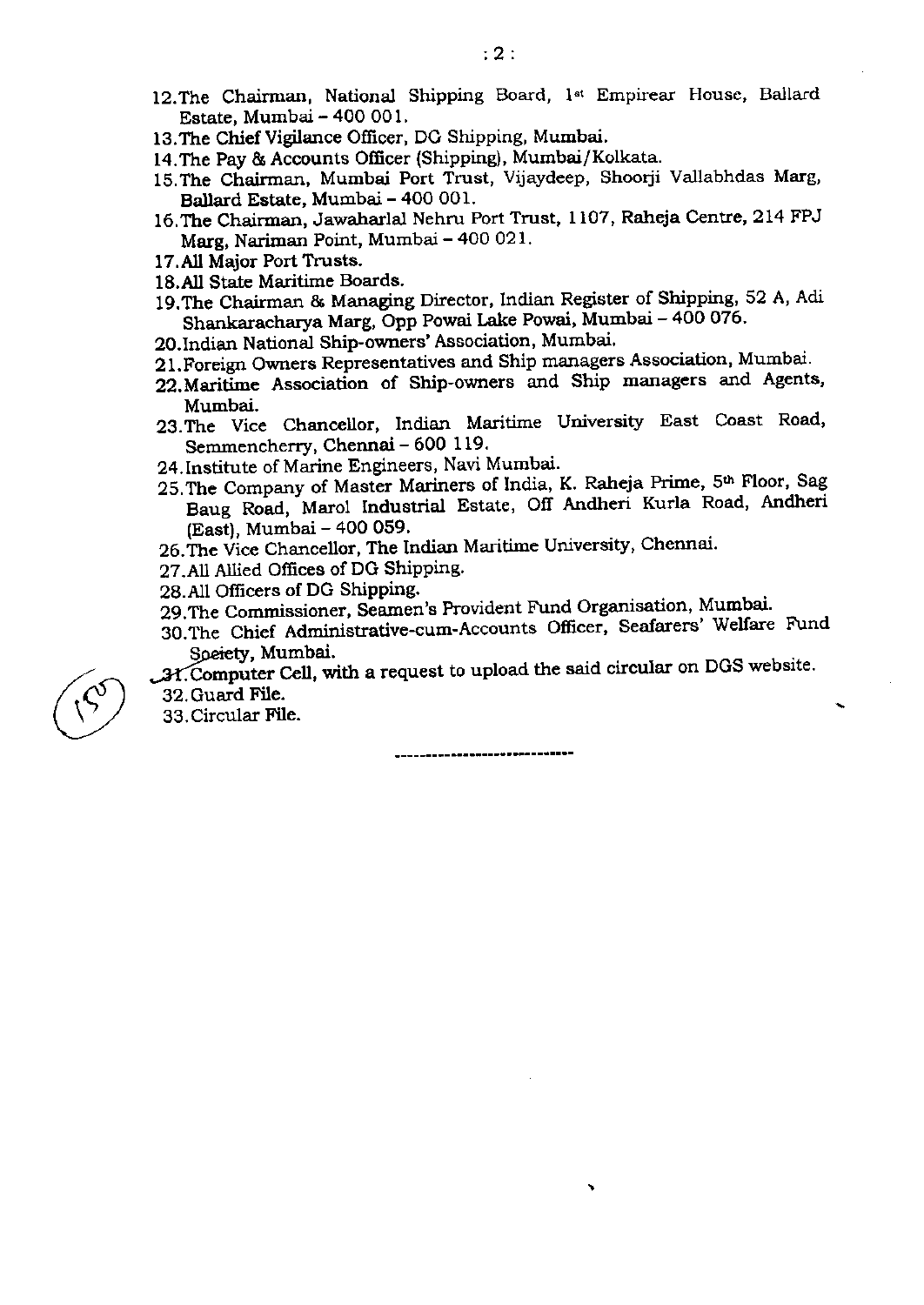12. The Chairman, National Shipping Board, 1st Empirear House, Ballard Estate, Mumbai – 400 001.
13. The Chief Vigilance Officer, DG Shipping, Mumbai.
14. The Pay & Accounts Officer (Shipping), Mumbai/Kolkata.
15. The Chairman, Mumbai Port Trust, Vijaydeep, Shoorji Vallabhdas Marg, Ballard Estate, Mumbai – 400 001.
16. The Chairman, Jawaharlal Nehru Port Trust, 1107, Raheja Centre, 214 FPJ Marg, Nariman Point, Mumbai – 400 021.
17. All Major Port Trusts.
18. All State Maritime Boards.
19. The Chairman & Managing Director, Indian Register of Shipping, 52 A, Adi Shankaracharya Marg, Opp Powai Lake Powai, Mumbai – 400 076.
20. Indian National Ship-owners' Association, Mumbai.
21. Foreign Owners Representatives and Ship managers Association, Mumbai.
22. Maritime Association of Ship-owners and Ship managers and Agents, Mumbai.
23. The Vice Chancellor, Indian Maritime University East Coast Road, Semmencherry, Chennai – 600 119.
24. Institute of Marine Engineers, Navi Mumbai.
25. The Company of Master Mariners of India, K. Raheja Prime, 5th Floor, Sag Baug Road, Marol Industrial Estate, Off Andheri Kurla Road, Andheri (East), Mumbai – 400 059.
26. The Vice Chancellor, The Indian Maritime University, Chennai.
27. All Allied Offices of DG Shipping.
28. All Officers of DG Shipping.
29. The Commissioner, Seamen's Provident Fund Organisation, Mumbai.
30. The Chief Administrative-cum-Accounts Officer, Seafarers' Welfare Fund Society, Mumbai.
31. Computer Cell, with a request to upload the said circular on DGS website.
32. Guard File.
33. Circular File.